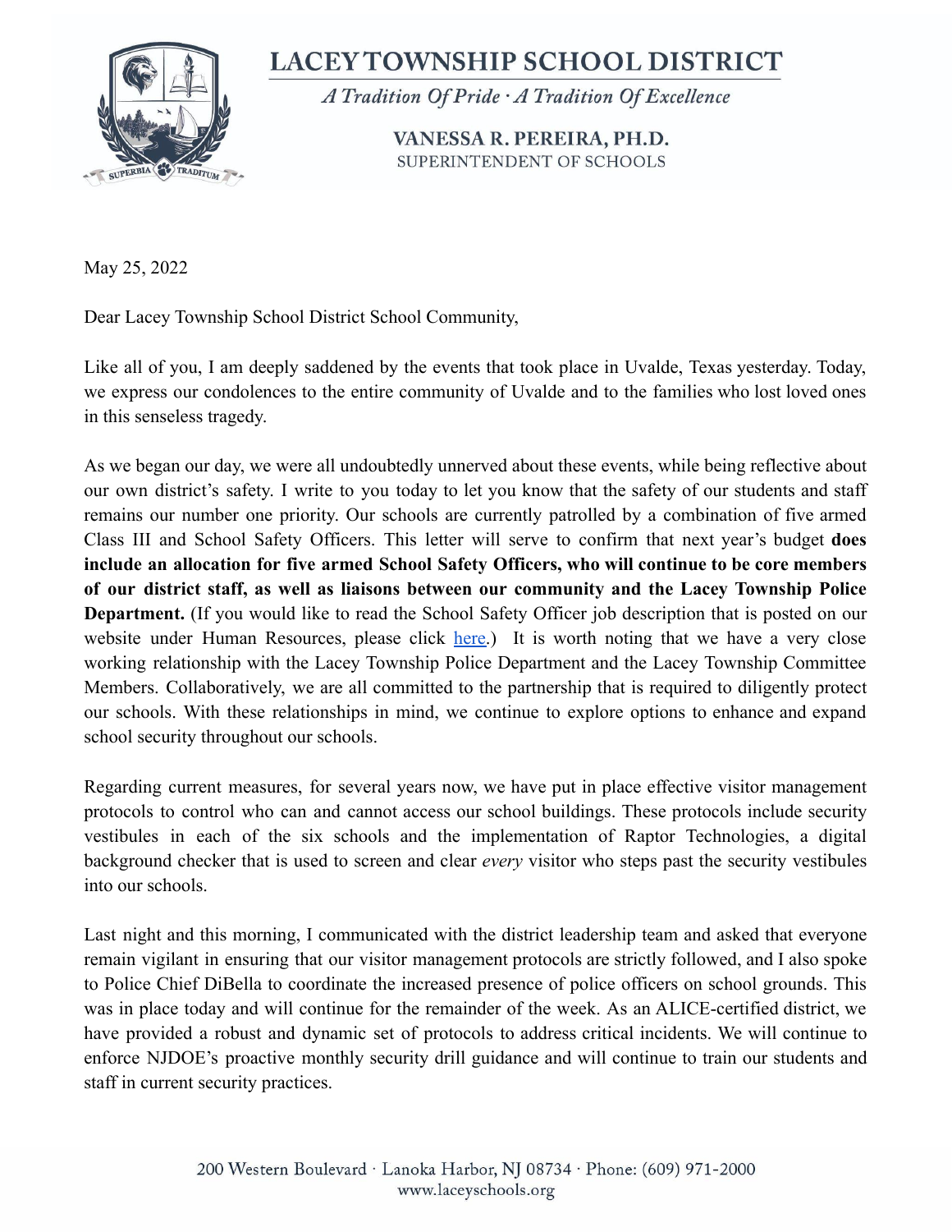# LACEY TOWNSHIP SCHOOL DISTRICT

*A Tradition Of Pride · A Tradition Of Excellence*

VANESSA R. PEREIRA, PH.D.
SUPERINTENDENT OF SCHOOLS

May 25, 2022

Dear Lacey Township School District School Community,

Like all of you, I am deeply saddened by the events that took place in Uvalde, Texas yesterday. Today, we express our condolences to the entire community of Uvalde and to the families who lost loved ones in this senseless tragedy.

As we began our day, we were all undoubtedly unnerved about these events, while being reflective about our own district's safety. I write to you today to let you know that the safety of our students and staff remains our number one priority. Our schools are currently patrolled by a combination of five armed Class III and School Safety Officers. This letter will serve to confirm that next year's budget **does include an allocation for five armed School Safety Officers, who will continue to be core members of our district staff, as well as liaisons between our community and the Lacey Township Police Department.** (If you would like to read the School Safety Officer job description that is posted on our website under Human Resources, please click here.) It is worth noting that we have a very close working relationship with the Lacey Township Police Department and the Lacey Township Committee Members. Collaboratively, we are all committed to the partnership that is required to diligently protect our schools. With these relationships in mind, we continue to explore options to enhance and expand school security throughout our schools.

Regarding current measures, for several years now, we have put in place effective visitor management protocols to control who can and cannot access our school buildings. These protocols include security vestibules in each of the six schools and the implementation of Raptor Technologies, a digital background checker that is used to screen and clear *every* visitor who steps past the security vestibules into our schools.

Last night and this morning, I communicated with the district leadership team and asked that everyone remain vigilant in ensuring that our visitor management protocols are strictly followed, and I also spoke to Police Chief DiBella to coordinate the increased presence of police officers on school grounds. This was in place today and will continue for the remainder of the week. As an ALICE-certified district, we have provided a robust and dynamic set of protocols to address critical incidents. We will continue to enforce NJDOE's proactive monthly security drill guidance and will continue to train our students and staff in current security practices.

200 Western Boulevard · Lanoka Harbor, NJ 08734 · Phone: (609) 971-2000
www.laceyschools.org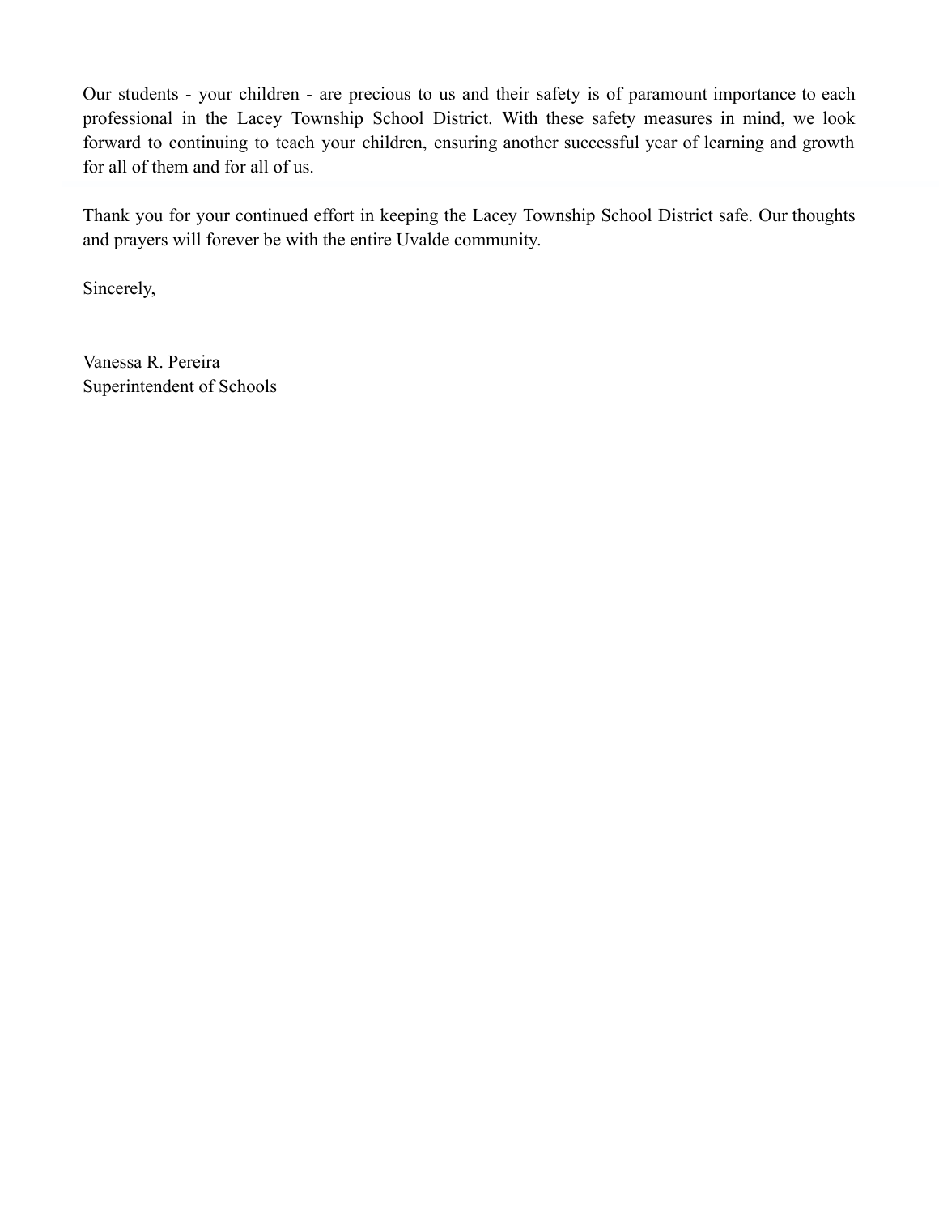Our students - your children - are precious to us and their safety is of paramount importance to each professional in the Lacey Township School District. With these safety measures in mind, we look forward to continuing to teach your children, ensuring another successful year of learning and growth for all of them and for all of us.

Thank you for your continued effort in keeping the Lacey Township School District safe. Our thoughts and prayers will forever be with the entire Uvalde community.

Sincerely,

Vanessa R. Pereira
Superintendent of Schools